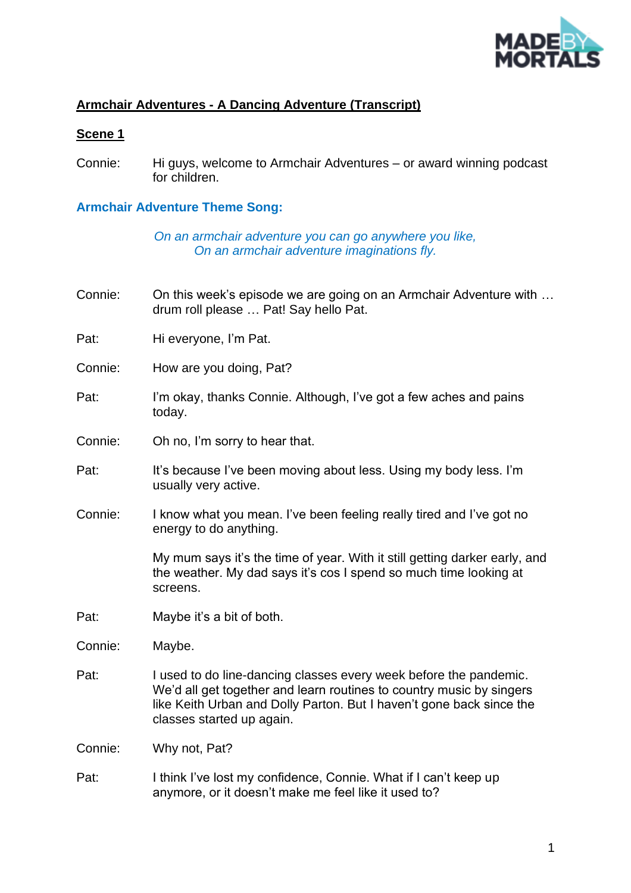**Armchair Adventures - A Dancing Adventure (Transcript)**

**Scene 1**

Connie: Hi guys, welcome to Armchair Adventures – or award winning podcast for children.

**Armchair Adventure Theme Song:**

*On an armchair adventure you can go anywhere you like,*
*On an armchair adventure imaginations fly.*

Connie: On this week's episode we are going on an Armchair Adventure with … drum roll please … Pat! Say hello Pat.

Pat: Hi everyone, I'm Pat.

Connie: How are you doing, Pat?

Pat: I'm okay, thanks Connie. Although, I've got a few aches and pains today.

Connie: Oh no, I'm sorry to hear that.

Pat: It's because I've been moving about less. Using my body less. I'm usually very active.

Connie: I know what you mean. I've been feeling really tired and I've got no energy to do anything.

My mum says it's the time of year. With it still getting darker early, and the weather. My dad says it's cos I spend so much time looking at screens.

Pat: Maybe it's a bit of both.

Connie: Maybe.

Pat: I used to do line-dancing classes every week before the pandemic. We'd all get together and learn routines to country music by singers like Keith Urban and Dolly Parton. But I haven't gone back since the classes started up again.

Connie: Why not, Pat?

Pat: I think I've lost my confidence, Connie. What if I can't keep up anymore, or it doesn't make me feel like it used to?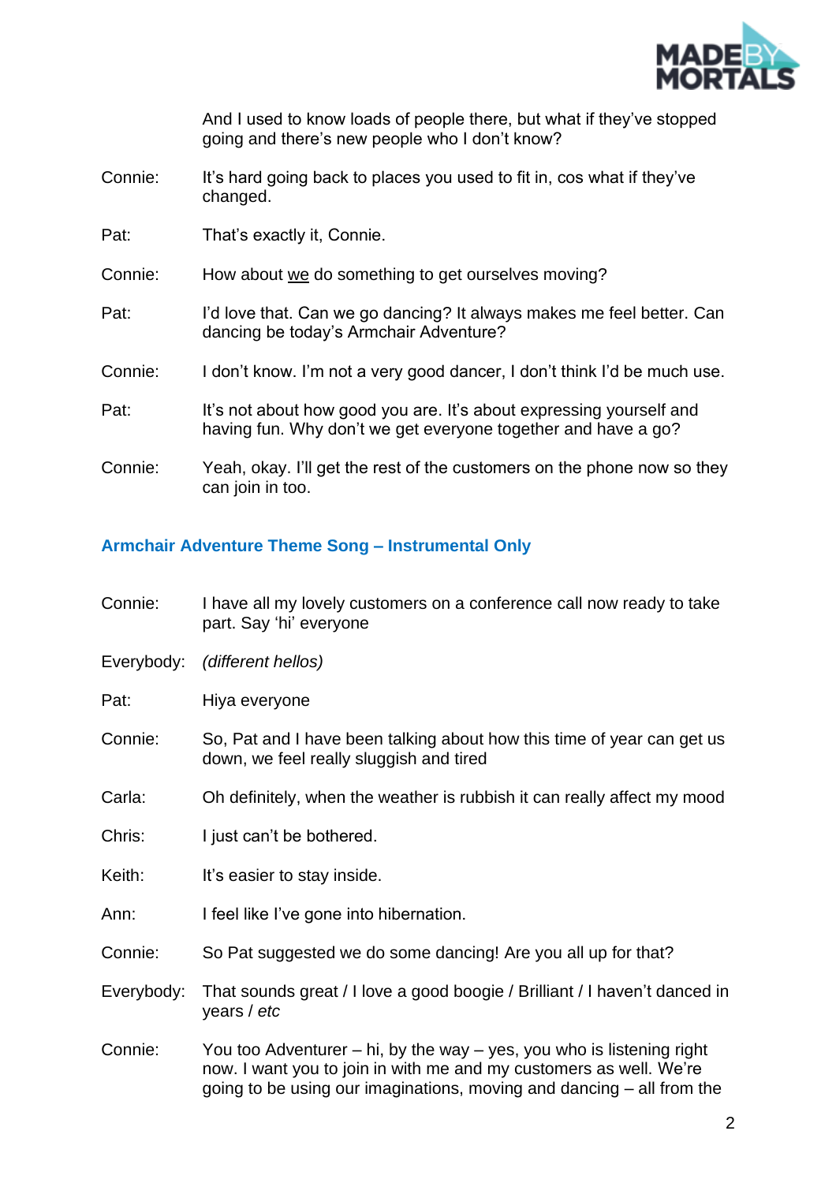And I used to know loads of people there, but what if they've stopped going and there's new people who I don't know?

Connie: It's hard going back to places you used to fit in, cos what if they've changed.

Pat: That's exactly it, Connie.

Connie: How about <u>we</u> do something to get ourselves moving?

Pat: I'd love that. Can we go dancing? It always makes me feel better. Can dancing be today's Armchair Adventure?

Connie: I don't know. I'm not a very good dancer, I don't think I'd be much use.

Pat: It's not about how good you are. It's about expressing yourself and having fun. Why don't we get everyone together and have a go?

Connie: Yeah, okay. I'll get the rest of the customers on the phone now so they can join in too.

### Armchair Adventure Theme Song – Instrumental Only

Connie: I have all my lovely customers on a conference call now ready to take part. Say 'hi' everyone

Everybody: *(different hellos)*

Pat: Hiya everyone

Connie: So, Pat and I have been talking about how this time of year can get us down, we feel really sluggish and tired

Carla: Oh definitely, when the weather is rubbish it can really affect my mood

Chris: I just can't be bothered.

Keith: It's easier to stay inside.

Ann: I feel like I've gone into hibernation.

Connie: So Pat suggested we do some dancing! Are you all up for that?

Everybody: That sounds great / I love a good boogie / Brilliant / I haven't danced in years / *etc*

Connie: You too Adventurer – hi, by the way – yes, you who is listening right now. I want you to join in with me and my customers as well. We're going to be using our imaginations, moving and dancing – all from the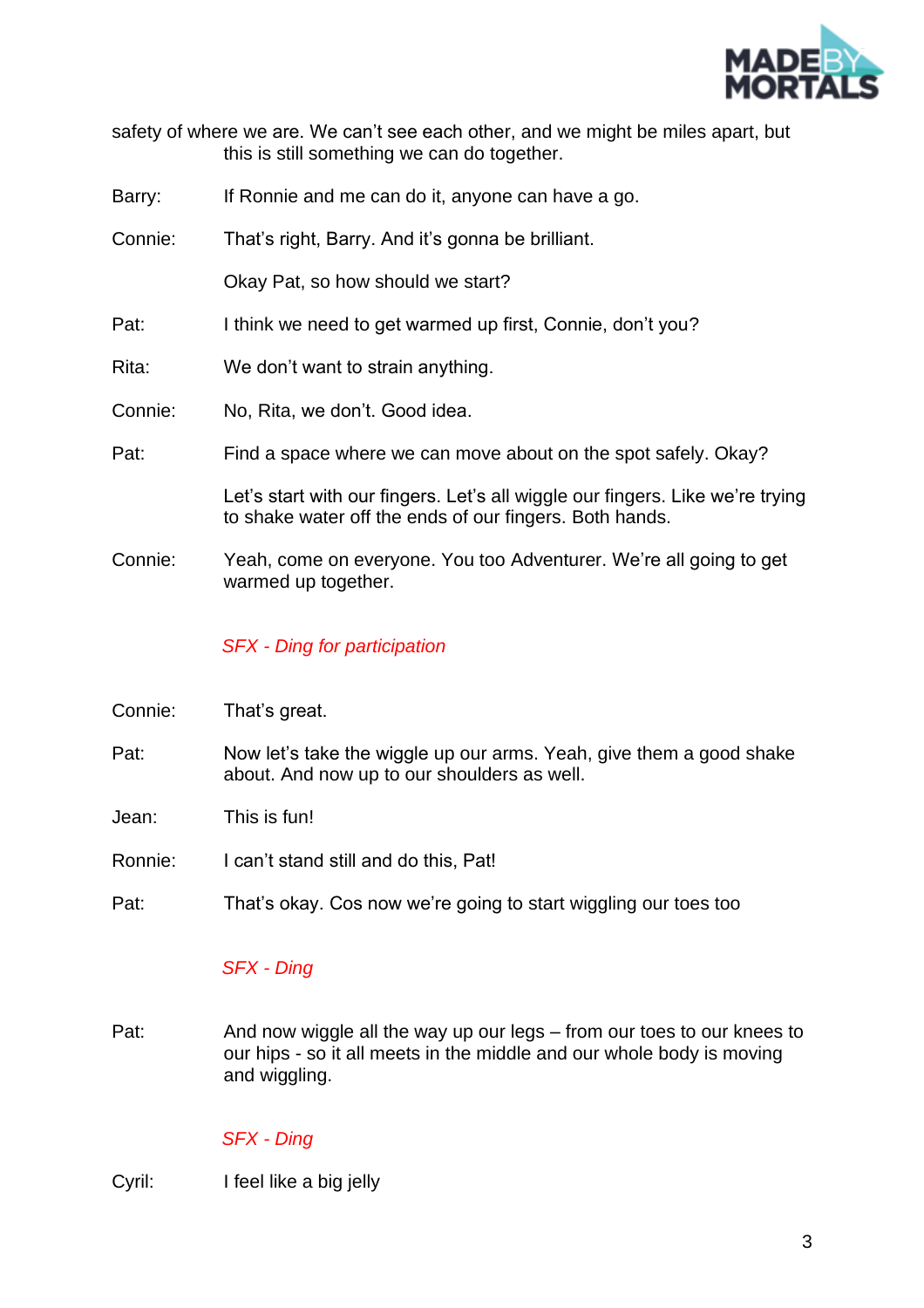safety of where we are. We can't see each other, and we might be miles apart, but this is still something we can do together.

**Barry:** If Ronnie and me can do it, anyone can have a go.

**Connie:** That's right, Barry. And it's gonna be brilliant.

Okay Pat, so how should we start?

**Pat:** I think we need to get warmed up first, Connie, don't you?

**Rita:** We don't want to strain anything.

**Connie:** No, Rita, we don't. Good idea.

**Pat:** Find a space where we can move about on the spot safely. Okay?

Let's start with our fingers. Let's all wiggle our fingers. Like we're trying to shake water off the ends of our fingers. Both hands.

**Connie:** Yeah, come on everyone. You too Adventurer. We're all going to get warmed up together.

*SFX - Ding for participation*

**Connie:** That's great.

**Pat:** Now let's take the wiggle up our arms. Yeah, give them a good shake about. And now up to our shoulders as well.

**Jean:** This is fun!

**Ronnie:** I can't stand still and do this, Pat!

**Pat:** That's okay. Cos now we're going to start wiggling our toes too

*SFX - Ding*

**Pat:** And now wiggle all the way up our legs – from our toes to our knees to our hips - so it all meets in the middle and our whole body is moving and wiggling.

*SFX - Ding*

**Cyril:** I feel like a big jelly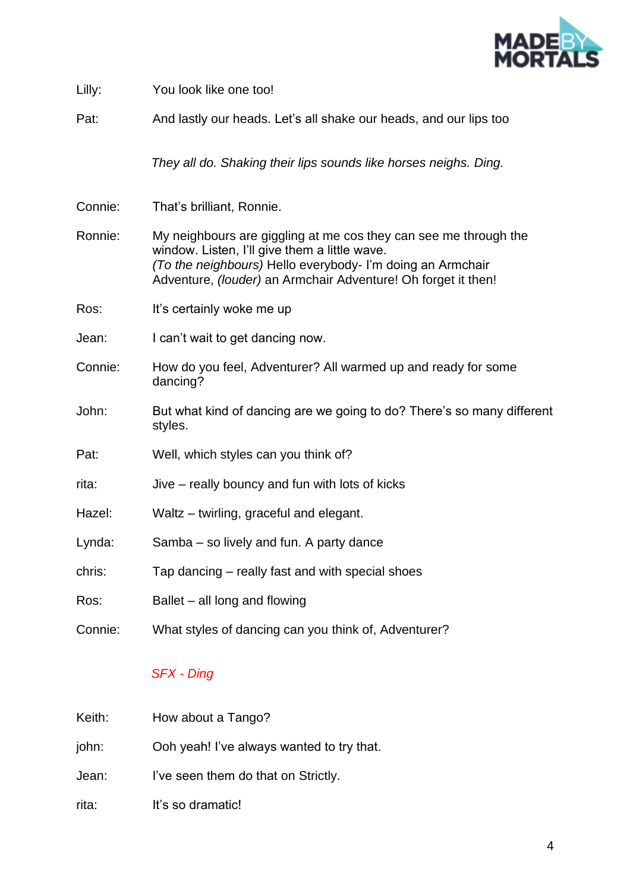Lilly: You look like one too!

Pat: And lastly our heads. Let's all shake our heads, and our lips too

*They all do. Shaking their lips sounds like horses neighs. Ding.*

Connie: That's brilliant, Ronnie.

Ronnie: My neighbours are giggling at me cos they can see me through the window. Listen, I'll give them a little wave.
*(To the neighbours)* Hello everybody- I'm doing an Armchair Adventure, *(louder)* an Armchair Adventure! Oh forget it then!

Ros: It's certainly woke me up

Jean: I can't wait to get dancing now.

Connie: How do you feel, Adventurer? All warmed up and ready for some dancing?

John: But what kind of dancing are we going to do? There's so many different styles.

Pat: Well, which styles can you think of?

rita: Jive – really bouncy and fun with lots of kicks

Hazel: Waltz – twirling, graceful and elegant.

Lynda: Samba – so lively and fun. A party dance

chris: Tap dancing – really fast and with special shoes

Ros: Ballet – all long and flowing

Connie: What styles of dancing can you think of, Adventurer?

*SFX - Ding*

Keith: How about a Tango?

john: Ooh yeah! I've always wanted to try that.

Jean: I've seen them do that on Strictly.

rita: It's so dramatic!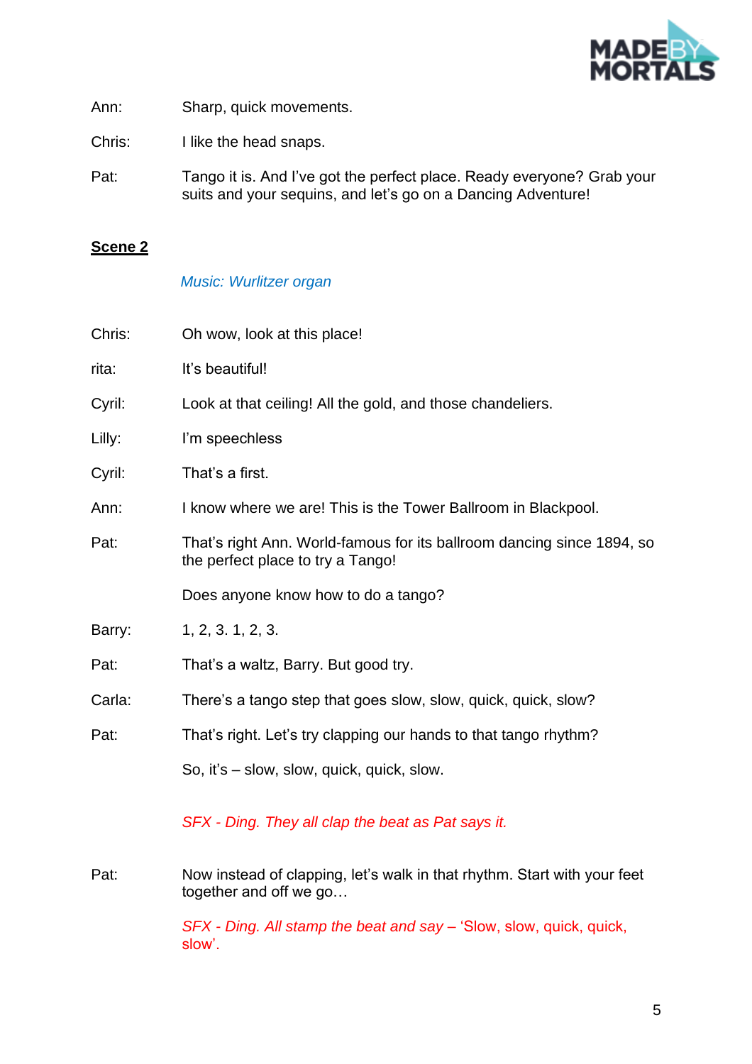Ann: Sharp, quick movements.

Chris: I like the head snaps.

Pat: Tango it is. And I've got the perfect place. Ready everyone? Grab your suits and your sequins, and let's go on a Dancing Adventure!

**Scene 2**

*Music: Wurlitzer organ*

Chris: Oh wow, look at this place!

rita: It's beautiful!

Cyril: Look at that ceiling! All the gold, and those chandeliers.

Lilly: I'm speechless

Cyril: That's a first.

Ann: I know where we are! This is the Tower Ballroom in Blackpool.

Pat: That's right Ann. World-famous for its ballroom dancing since 1894, so the perfect place to try a Tango!

Does anyone know how to do a tango?

Barry: 1, 2, 3. 1, 2, 3.

Pat: That's a waltz, Barry. But good try.

Carla: There's a tango step that goes slow, slow, quick, quick, slow?

Pat: That's right. Let's try clapping our hands to that tango rhythm?

So, it's – slow, slow, quick, quick, slow.

*SFX - Ding. They all clap the beat as Pat says it.*

Pat: Now instead of clapping, let's walk in that rhythm. Start with your feet together and off we go…

*SFX - Ding. All stamp the beat and say – 'Slow, slow, quick, quick, slow'.*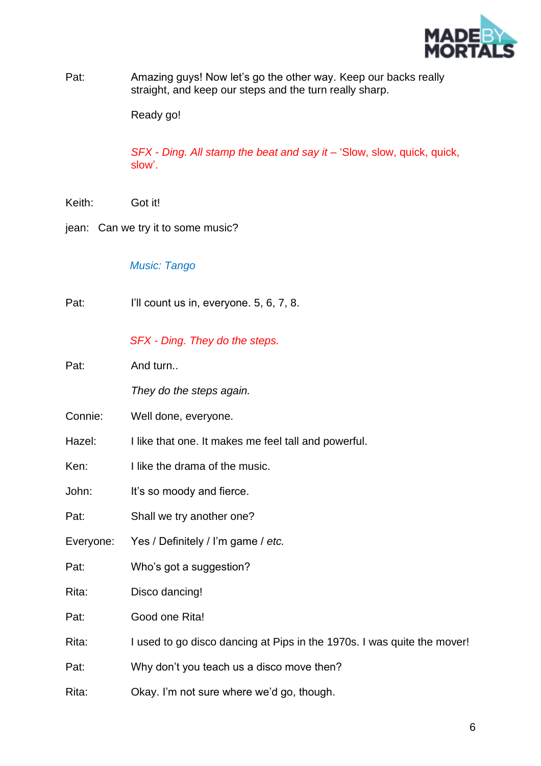Pat: Amazing guys! Now let's go the other way. Keep our backs really straight, and keep our steps and the turn really sharp.

Ready go!

*SFX - Ding. All stamp the beat and say it –* 'Slow, slow, quick, quick, slow'.

Keith: Got it!

jean: Can we try it to some music?

*Music: Tango*

Pat: I'll count us in, everyone. 5, 6, 7, 8.

*SFX - Ding. They do the steps.*

Pat: And turn..

*They do the steps again.*

Connie: Well done, everyone.

Hazel: I like that one. It makes me feel tall and powerful.

Ken: I like the drama of the music.

John: It's so moody and fierce.

Pat: Shall we try another one?

Everyone: Yes / Definitely / I'm game / *etc.*

Pat: Who's got a suggestion?

Rita: Disco dancing!

Pat: Good one Rita!

Rita: I used to go disco dancing at Pips in the 1970s. I was quite the mover!

Pat: Why don't you teach us a disco move then?

Rita: Okay. I'm not sure where we'd go, though.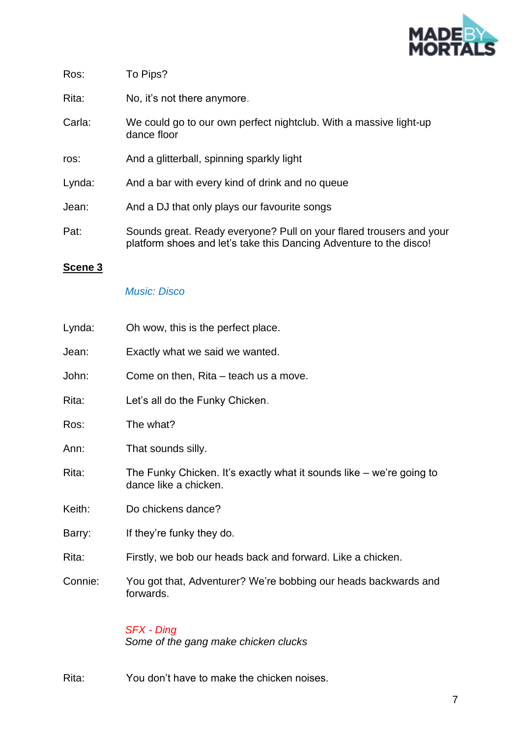Ros: To Pips?

Rita: No, it's not there anymore.

Carla: We could go to our own perfect nightclub. With a massive light-up dance floor

ros: And a glitterball, spinning sparkly light

Lynda: And a bar with every kind of drink and no queue

Jean: And a DJ that only plays our favourite songs

Pat: Sounds great. Ready everyone? Pull on your flared trousers and your platform shoes and let's take this Dancing Adventure to the disco!

**Scene 3**

*Music: Disco*

Lynda: Oh wow, this is the perfect place.

Jean: Exactly what we said we wanted.

John: Come on then, Rita – teach us a move.

Rita: Let's all do the Funky Chicken.

Ros: The what?

Ann: That sounds silly.

Rita: The Funky Chicken. It's exactly what it sounds like – we're going to dance like a chicken.

Keith: Do chickens dance?

Barry: If they're funky they do.

Rita: Firstly, we bob our heads back and forward. Like a chicken.

Connie: You got that, Adventurer? We're bobbing our heads backwards and forwards.

*SFX - Ding*
*Some of the gang make chicken clucks*

Rita: You don't have to make the chicken noises.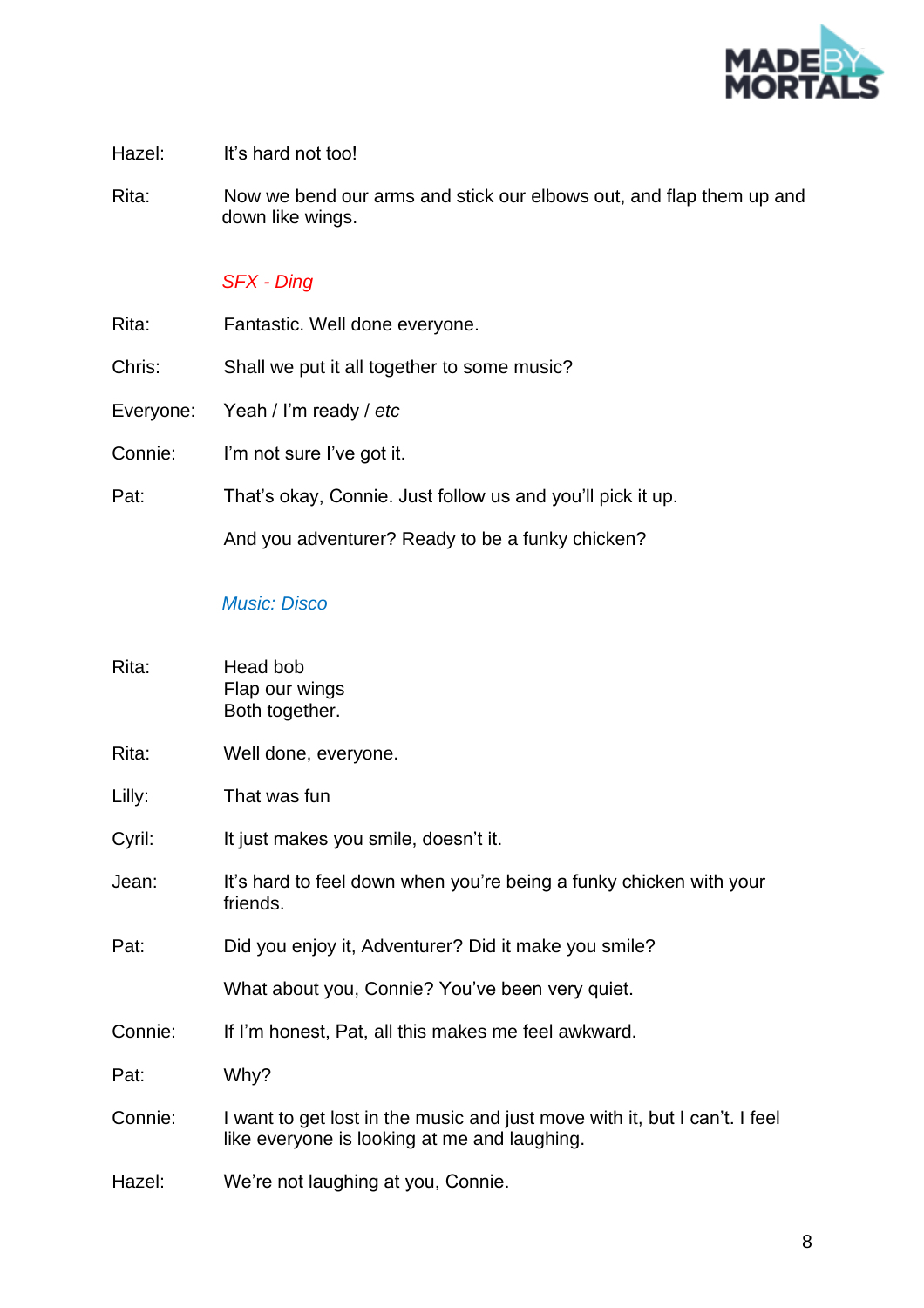Hazel: It's hard not too!

Rita: Now we bend our arms and stick our elbows out, and flap them up and down like wings.

*SFX - Ding*

Rita: Fantastic. Well done everyone.

Chris: Shall we put it all together to some music?

Everyone: Yeah / I'm ready / *etc*

Connie: I'm not sure I've got it.

Pat: That's okay, Connie. Just follow us and you'll pick it up.

And you adventurer? Ready to be a funky chicken?

*Music: Disco*

Rita: Head bob
Flap our wings
Both together.

Rita: Well done, everyone.

Lilly: That was fun

Cyril: It just makes you smile, doesn't it.

Jean: It's hard to feel down when you're being a funky chicken with your friends.

Pat: Did you enjoy it, Adventurer? Did it make you smile?

What about you, Connie? You've been very quiet.

Connie: If I'm honest, Pat, all this makes me feel awkward.

Pat: Why?

Connie: I want to get lost in the music and just move with it, but I can't. I feel like everyone is looking at me and laughing.

Hazel: We're not laughing at you, Connie.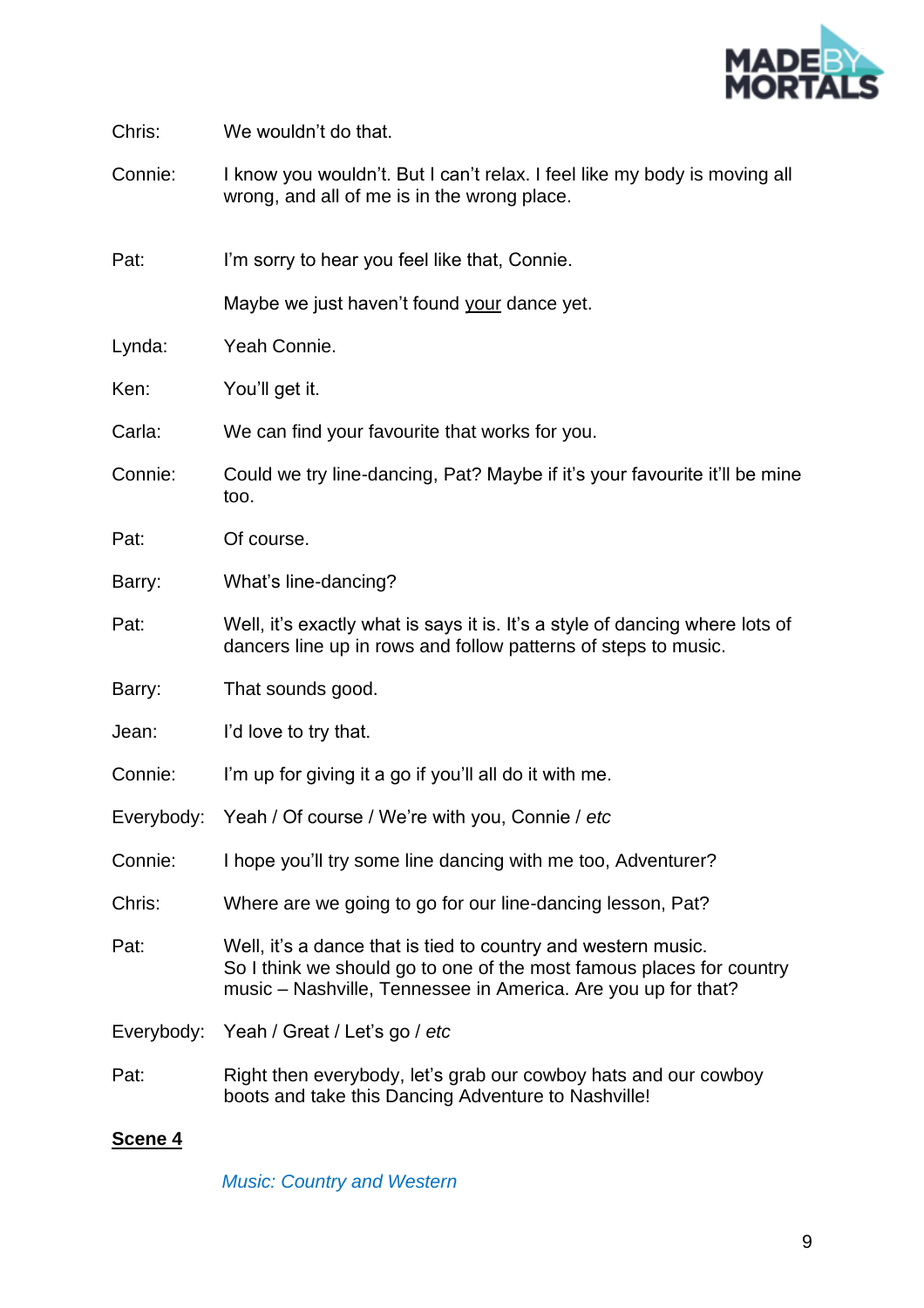Chris: We wouldn't do that.

Connie: I know you wouldn't. But I can't relax. I feel like my body is moving all wrong, and all of me is in the wrong place.

Pat: I'm sorry to hear you feel like that, Connie.

Maybe we just haven't found <u>your</u> dance yet.

Lynda: Yeah Connie.

Ken: You'll get it.

Carla: We can find your favourite that works for you.

Connie: Could we try line-dancing, Pat? Maybe if it's your favourite it'll be mine too.

Pat: Of course.

Barry: What's line-dancing?

Pat: Well, it's exactly what is says it is. It's a style of dancing where lots of dancers line up in rows and follow patterns of steps to music.

Barry: That sounds good.

Jean: I'd love to try that.

Connie: I'm up for giving it a go if you'll all do it with me.

Everybody: Yeah / Of course / We're with you, Connie / *etc*

Connie: I hope you'll try some line dancing with me too, Adventurer?

Chris: Where are we going to go for our line-dancing lesson, Pat?

Pat: Well, it's a dance that is tied to country and western music. So I think we should go to one of the most famous places for country music – Nashville, Tennessee in America. Are you up for that?

Everybody: Yeah / Great / Let's go / *etc*

Pat: Right then everybody, let's grab our cowboy hats and our cowboy boots and take this Dancing Adventure to Nashville!

**<u>Scene 4</u>**

*Music: Country and Western*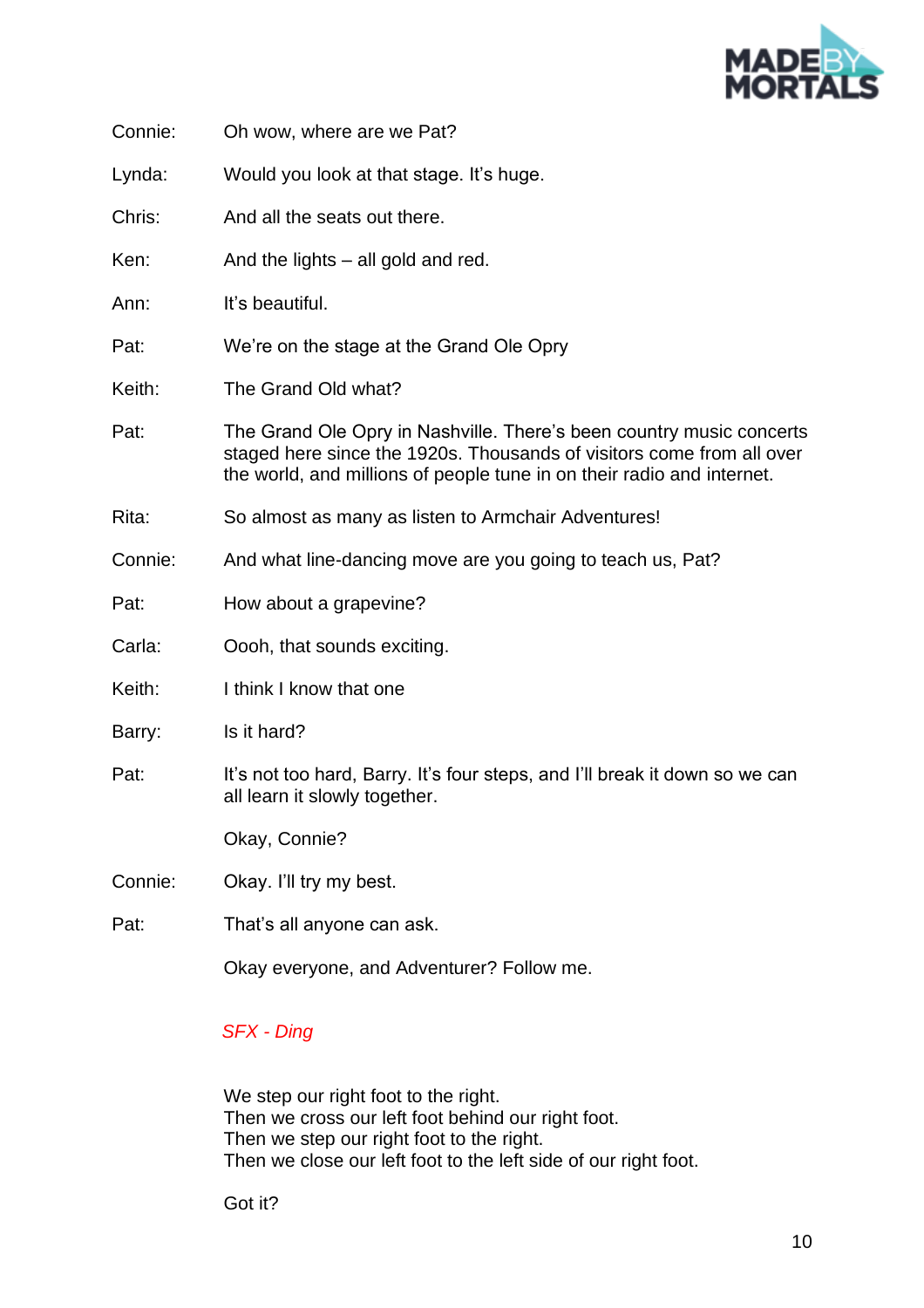Connie: Oh wow, where are we Pat?

Lynda: Would you look at that stage. It's huge.

Chris: And all the seats out there.

Ken: And the lights – all gold and red.

Ann: It's beautiful.

Pat: We're on the stage at the Grand Ole Opry

Keith: The Grand Old what?

Pat: The Grand Ole Opry in Nashville. There's been country music concerts staged here since the 1920s. Thousands of visitors come from all over the world, and millions of people tune in on their radio and internet.

Rita: So almost as many as listen to Armchair Adventures!

Connie: And what line-dancing move are you going to teach us, Pat?

Pat: How about a grapevine?

Carla: Oooh, that sounds exciting.

Keith: I think I know that one

Barry: Is it hard?

Pat: It's not too hard, Barry. It's four steps, and I'll break it down so we can all learn it slowly together.

Okay, Connie?

Connie: Okay. I'll try my best.

Pat: That's all anyone can ask.

Okay everyone, and Adventurer? Follow me.

*SFX - Ding*

We step our right foot to the right.
Then we cross our left foot behind our right foot.
Then we step our right foot to the right.
Then we close our left foot to the left side of our right foot.

Got it?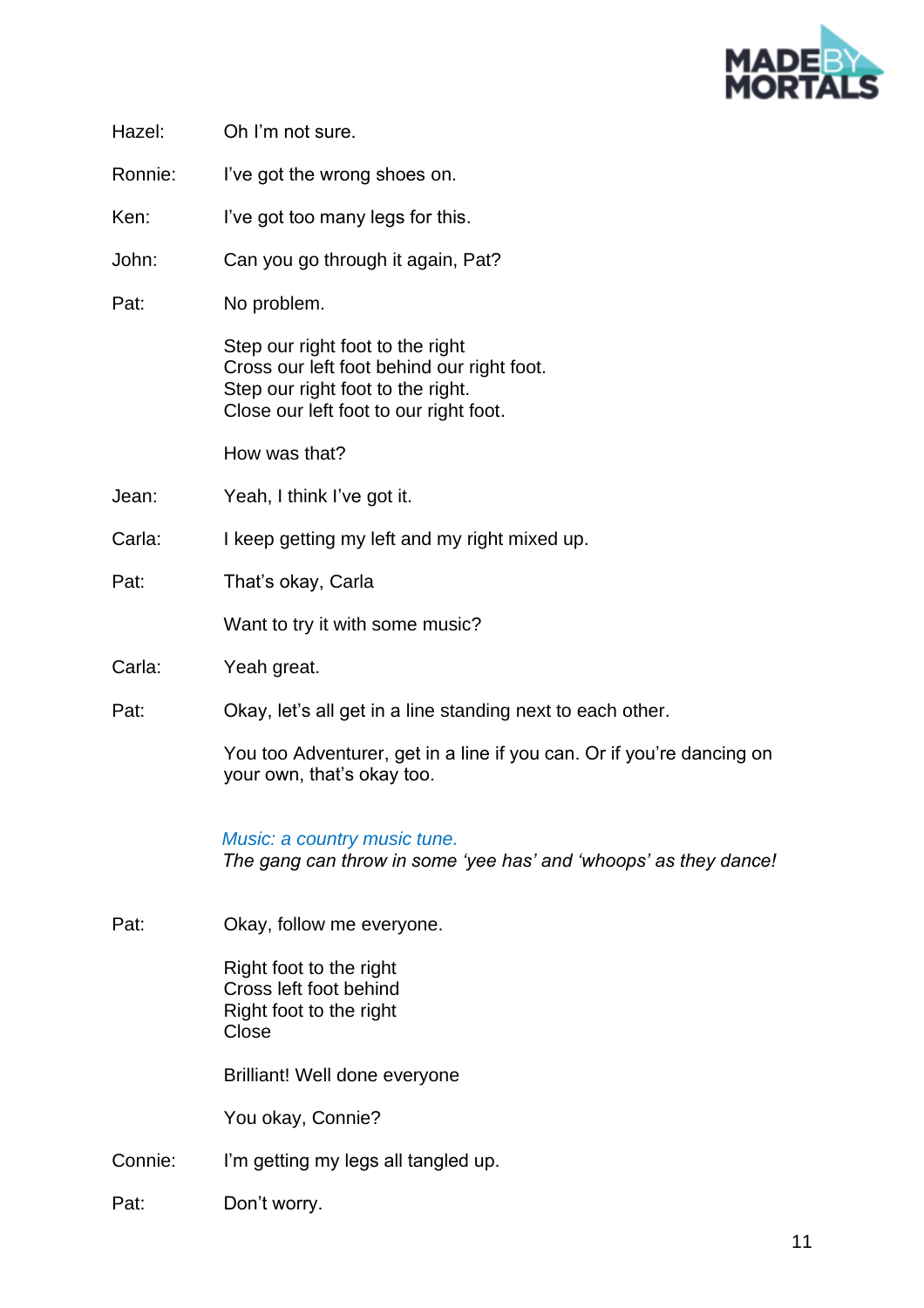Hazel: Oh I'm not sure.

Ronnie: I've got the wrong shoes on.

Ken: I've got too many legs for this.

John: Can you go through it again, Pat?

Pat: No problem.

Step our right foot to the right
Cross our left foot behind our right foot.
Step our right foot to the right.
Close our left foot to our right foot.

How was that?

Jean: Yeah, I think I've got it.

Carla: I keep getting my left and my right mixed up.

Pat: That's okay, Carla

Want to try it with some music?

Carla: Yeah great.

Pat: Okay, let's all get in a line standing next to each other.

You too Adventurer, get in a line if you can. Or if you're dancing on your own, that's okay too.

*Music: a country music tune.*
*The gang can throw in some 'yee has' and 'whoops' as they dance!*

Pat: Okay, follow me everyone.

Right foot to the right
Cross left foot behind
Right foot to the right
Close

Brilliant! Well done everyone

You okay, Connie?

Connie: I'm getting my legs all tangled up.

Pat: Don't worry.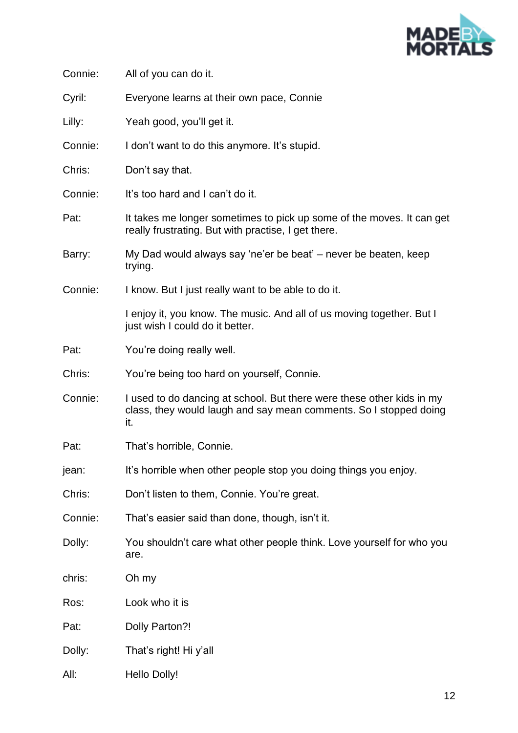Connie: All of you can do it.

Cyril: Everyone learns at their own pace, Connie

Lilly: Yeah good, you'll get it.

Connie: I don't want to do this anymore. It's stupid.

Chris: Don't say that.

Connie: It's too hard and I can't do it.

Pat: It takes me longer sometimes to pick up some of the moves. It can get really frustrating. But with practise, I get there.

Barry: My Dad would always say 'ne'er be beat' – never be beaten, keep trying.

Connie: I know. But I just really want to be able to do it.

I enjoy it, you know. The music. And all of us moving together. But I just wish I could do it better.

Pat: You're doing really well.

Chris: You're being too hard on yourself, Connie.

Connie: I used to do dancing at school. But there were these other kids in my class, they would laugh and say mean comments. So I stopped doing it.

Pat: That's horrible, Connie.

jean: It's horrible when other people stop you doing things you enjoy.

Chris: Don't listen to them, Connie. You're great.

Connie: That's easier said than done, though, isn't it.

Dolly: You shouldn't care what other people think. Love yourself for who you are.

chris: Oh my

Ros: Look who it is

Pat: Dolly Parton?!

Dolly: That's right! Hi y'all

All: Hello Dolly!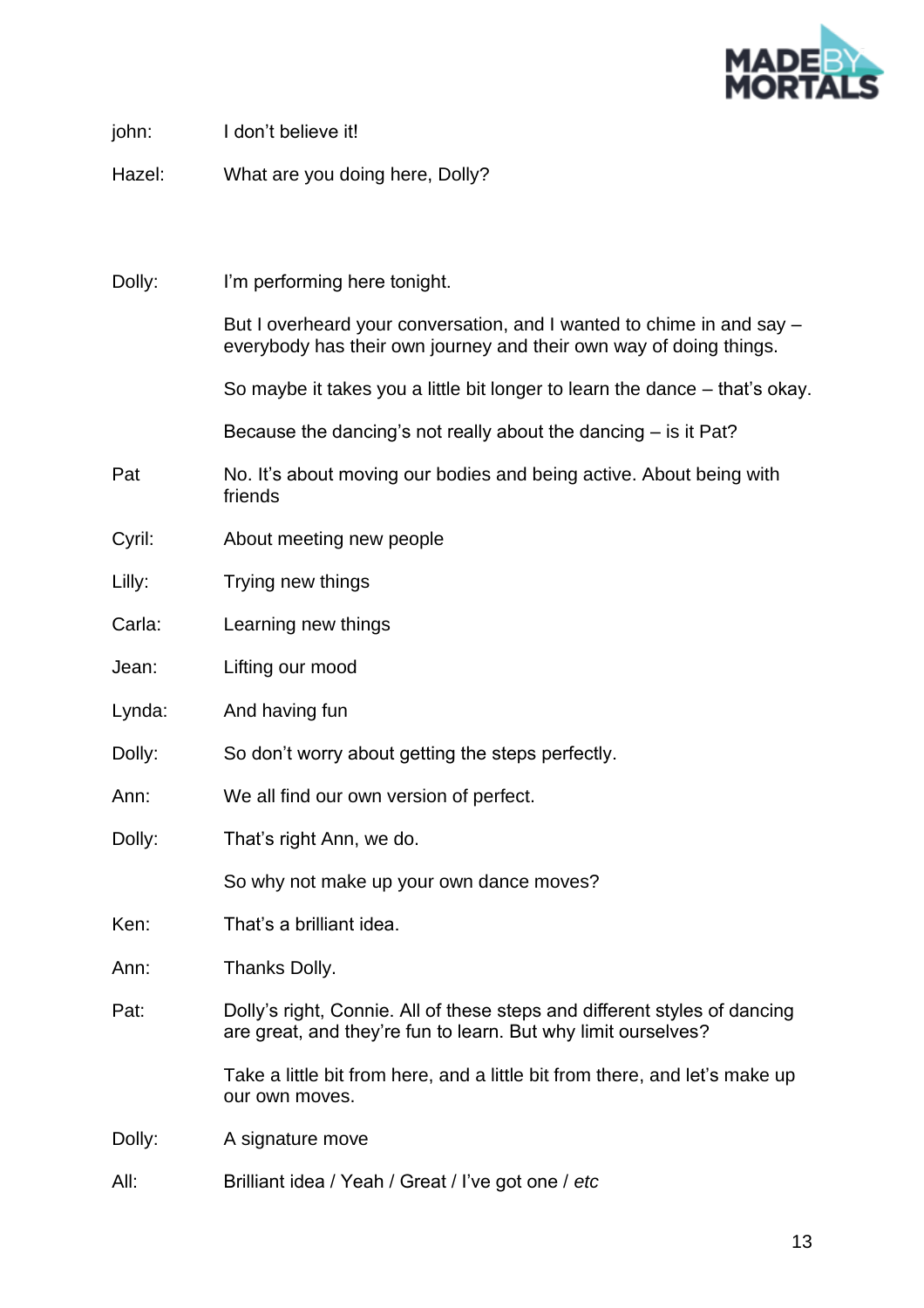john: I don't believe it!

Hazel: What are you doing here, Dolly?

Dolly: I'm performing here tonight.

But I overheard your conversation, and I wanted to chime in and say – everybody has their own journey and their own way of doing things.

So maybe it takes you a little bit longer to learn the dance – that's okay.

Because the dancing's not really about the dancing – is it Pat?

Pat No. It's about moving our bodies and being active. About being with friends

Cyril: About meeting new people

Lilly: Trying new things

Carla: Learning new things

Jean: Lifting our mood

Lynda: And having fun

Dolly: So don't worry about getting the steps perfectly.

Ann: We all find our own version of perfect.

Dolly: That's right Ann, we do.

So why not make up your own dance moves?

Ken: That's a brilliant idea.

Ann: Thanks Dolly.

Pat: Dolly's right, Connie. All of these steps and different styles of dancing are great, and they're fun to learn. But why limit ourselves?

Take a little bit from here, and a little bit from there, and let's make up our own moves.

Dolly: A signature move

All: Brilliant idea / Yeah / Great / I've got one / *etc*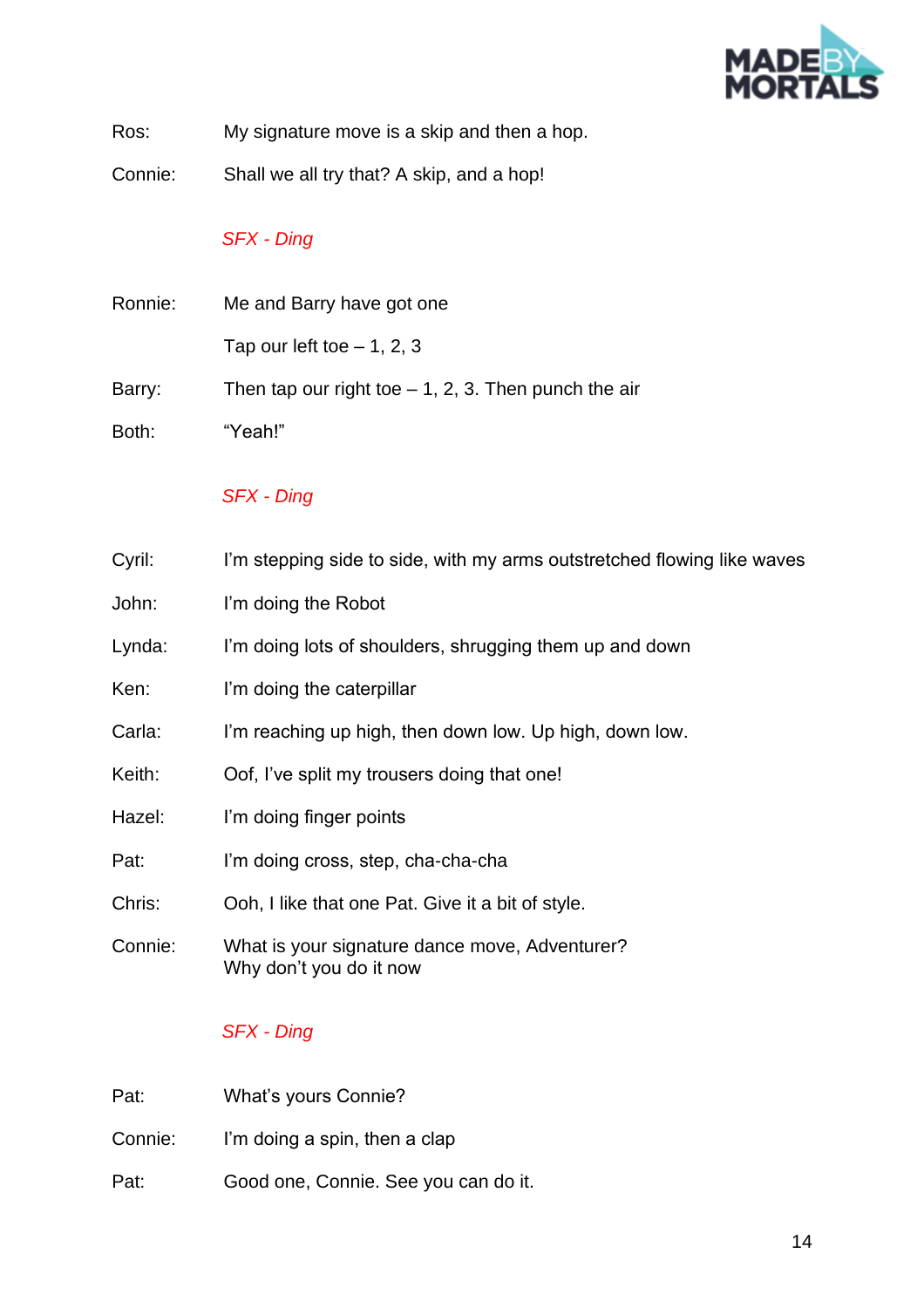Ros: My signature move is a skip and then a hop.

Connie: Shall we all try that? A skip, and a hop!

*SFX - Ding*

Ronnie: Me and Barry have got one

Tap our left toe – 1, 2, 3

Barry: Then tap our right toe – 1, 2, 3. Then punch the air

Both: “Yeah!”

*SFX - Ding*

Cyril: I’m stepping side to side, with my arms outstretched flowing like waves

John: I’m doing the Robot

Lynda: I’m doing lots of shoulders, shrugging them up and down

Ken: I’m doing the caterpillar

Carla: I’m reaching up high, then down low. Up high, down low.

Keith: Oof, I’ve split my trousers doing that one!

Hazel: I’m doing finger points

Pat: I’m doing cross, step, cha-cha-cha

Chris: Ooh, I like that one Pat. Give it a bit of style.

Connie: What is your signature dance move, Adventurer?
Why don’t you do it now

*SFX - Ding*

Pat: What’s yours Connie?

Connie: I’m doing a spin, then a clap

Pat: Good one, Connie. See you can do it.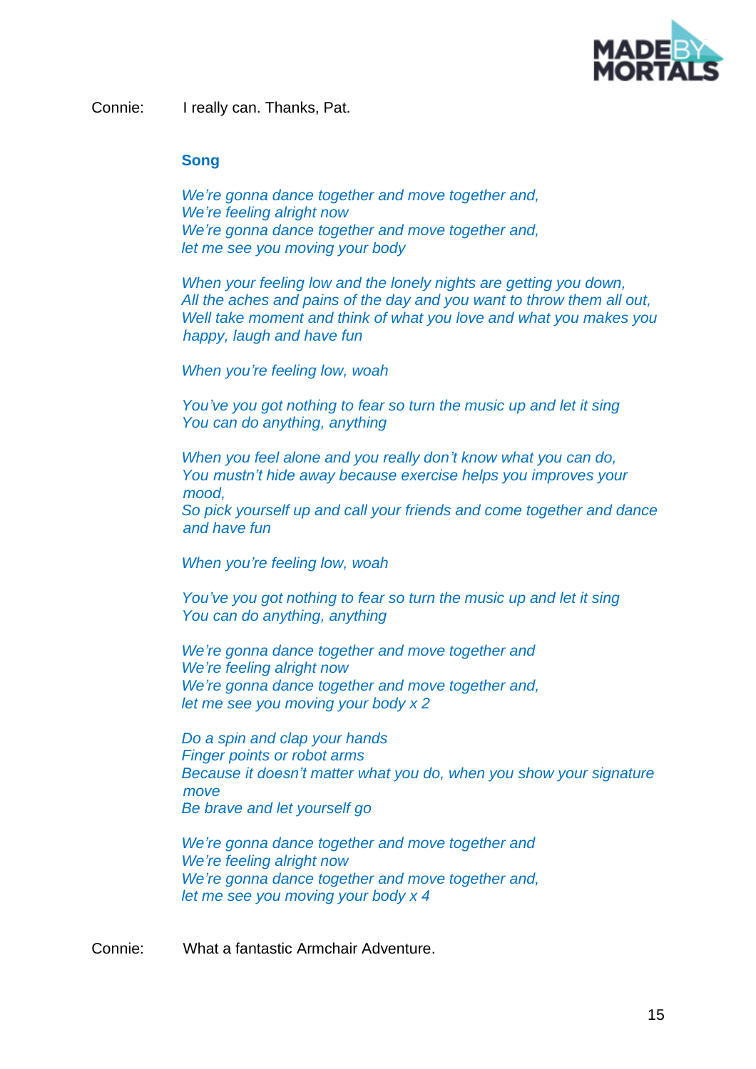Connie: I really can. Thanks, Pat.

**Song**

*We're gonna dance together and move together and,*
*We're feeling alright now*
*We're gonna dance together and move together and,*
*let me see you moving your body*

*When your feeling low and the lonely nights are getting you down,*
*All the aches and pains of the day and you want to throw them all out,*
*Well take moment and think of what you love and what you makes you happy, laugh and have fun*

*When you're feeling low, woah*

*You've you got nothing to fear so turn the music up and let it sing*
*You can do anything, anything*

*When you feel alone and you really don't know what you can do,*
*You mustn't hide away because exercise helps you improves your mood,*
*So pick yourself up and call your friends and come together and dance and have fun*

*When you're feeling low, woah*

*You've you got nothing to fear so turn the music up and let it sing*
*You can do anything, anything*

*We're gonna dance together and move together and*
*We're feeling alright now*
*We're gonna dance together and move together and,*
*let me see you moving your body x 2*

*Do a spin and clap your hands*
*Finger points or robot arms*
*Because it doesn't matter what you do, when you show your signature move*
*Be brave and let yourself go*

*We're gonna dance together and move together and*
*We're feeling alright now*
*We're gonna dance together and move together and,*
*let me see you moving your body x 4*

Connie: What a fantastic Armchair Adventure.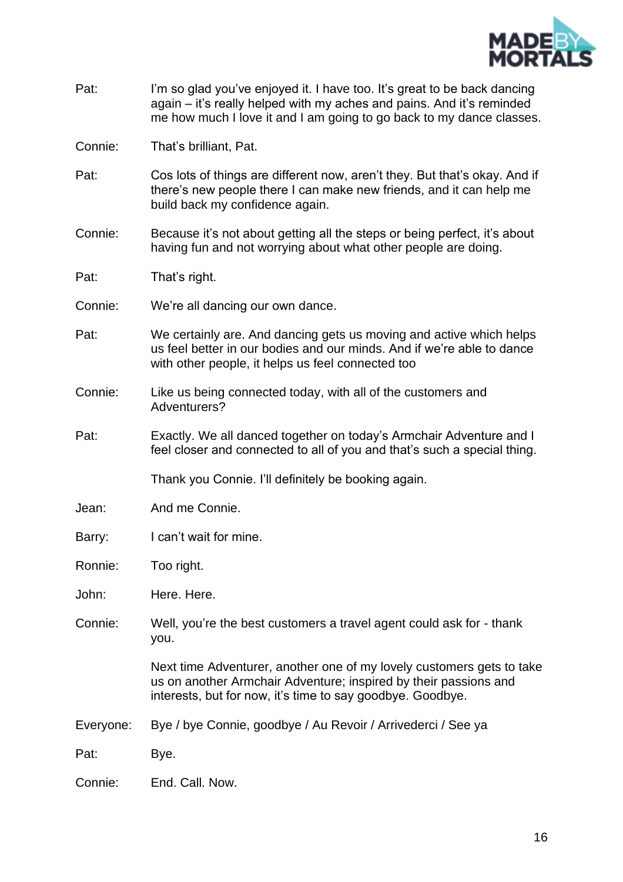Pat: I'm so glad you've enjoyed it. I have too. It's great to be back dancing again – it's really helped with my aches and pains. And it's reminded me how much I love it and I am going to go back to my dance classes.

Connie: That's brilliant, Pat.

Pat: Cos lots of things are different now, aren't they. But that's okay. And if there's new people there I can make new friends, and it can help me build back my confidence again.

Connie: Because it's not about getting all the steps or being perfect, it's about having fun and not worrying about what other people are doing.

Pat: That's right.

Connie: We're all dancing our own dance.

Pat: We certainly are. And dancing gets us moving and active which helps us feel better in our bodies and our minds. And if we're able to dance with other people, it helps us feel connected too

Connie: Like us being connected today, with all of the customers and Adventurers?

Pat: Exactly. We all danced together on today's Armchair Adventure and I feel closer and connected to all of you and that's such a special thing.

Thank you Connie. I'll definitely be booking again.

Jean: And me Connie.

Barry: I can't wait for mine.

Ronnie: Too right.

John: Here. Here.

Connie: Well, you're the best customers a travel agent could ask for - thank you.

Next time Adventurer, another one of my lovely customers gets to take us on another Armchair Adventure; inspired by their passions and interests, but for now, it's time to say goodbye. Goodbye.

Everyone: Bye / bye Connie, goodbye / Au Revoir / Arrivederci / See ya

Pat: Bye.

Connie: End. Call. Now.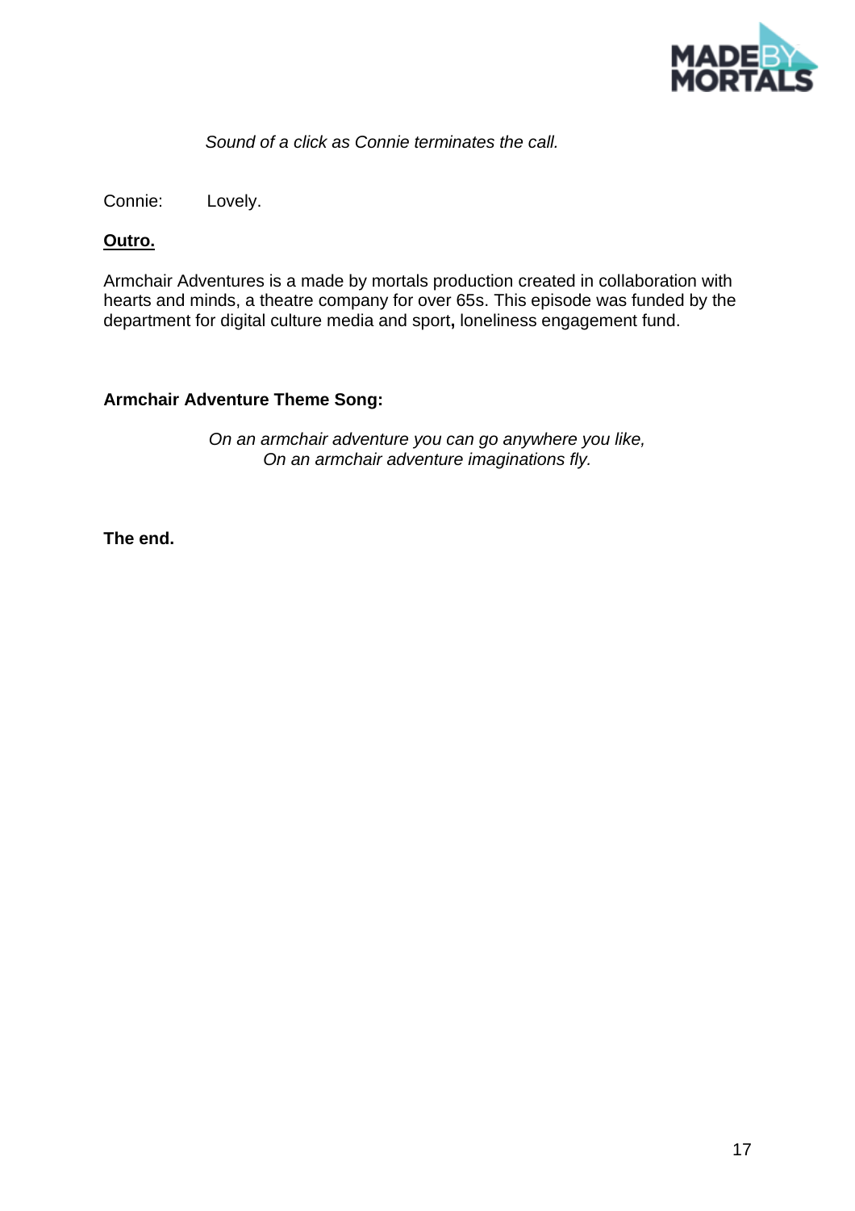*Sound of a click as Connie terminates the call.*

Connie: Lovely.

**Outro.**

Armchair Adventures is a made by mortals production created in collaboration with hearts and minds, a theatre company for over 65s. This episode was funded by the department for digital culture media and sport**,** loneliness engagement fund.

**Armchair Adventure Theme Song:**

*On an armchair adventure you can go anywhere you like,*
*On an armchair adventure imaginations fly.*

**The end.**